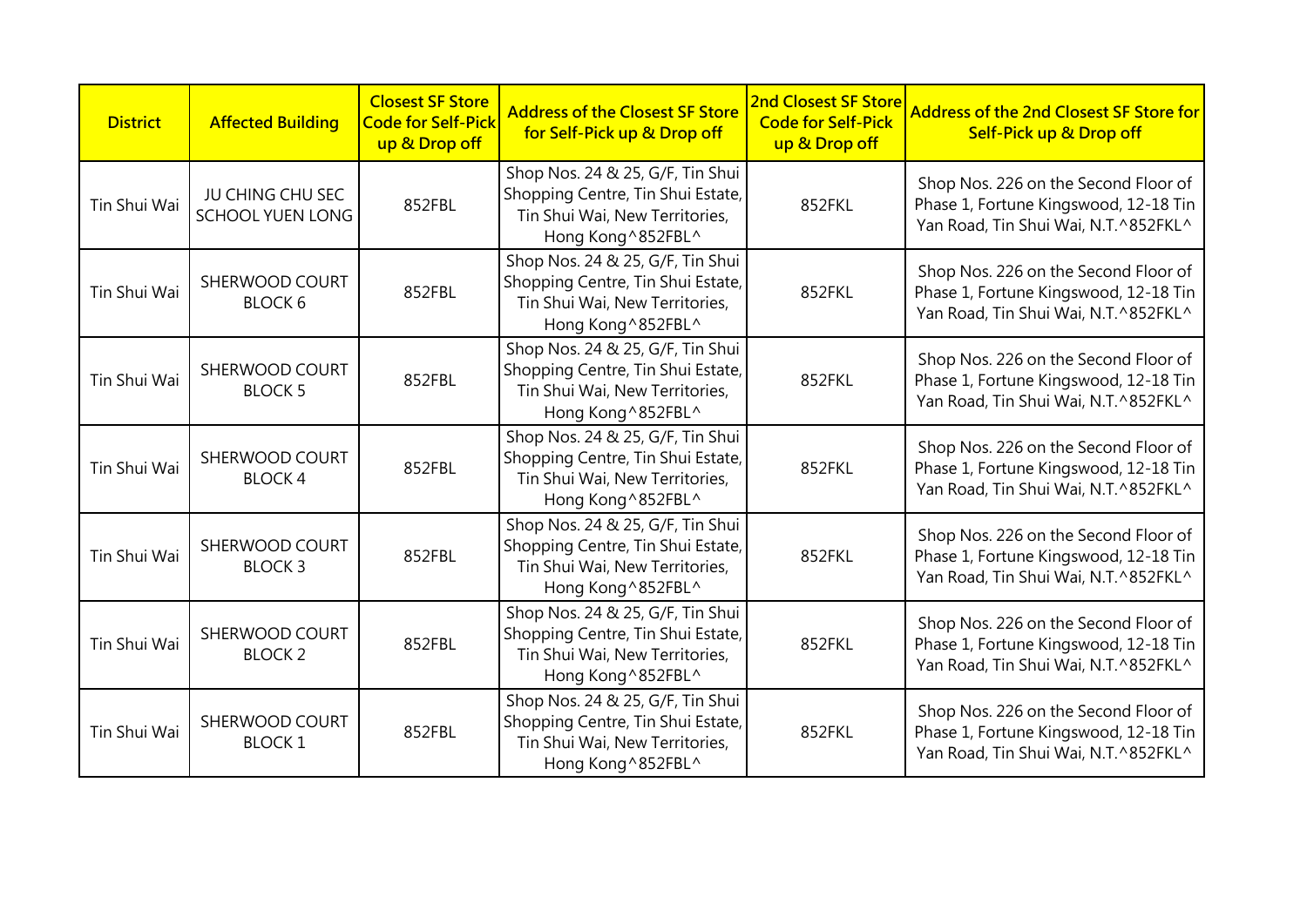| District | Affected Building | Closest SF Store Code for Self-Pick up & Drop off | Address of the Closest SF Store for Self-Pick up & Drop off | 2nd Closest SF Store Code for Self-Pick up & Drop off | Address of the 2nd Closest SF Store for Self-Pick up & Drop off |
|---|---|---|---|---|---|
| Tin Shui Wai | JU CHING CHU SEC SCHOOL YUEN LONG | 852FBL | Shop Nos. 24 & 25, G/F, Tin Shui Shopping Centre, Tin Shui Estate, Tin Shui Wai, New Territories, Hong Kong^852FBL^ | 852FKL | Shop Nos. 226 on the Second Floor of Phase 1, Fortune Kingswood, 12-18 Tin Yan Road, Tin Shui Wai, N.T.^852FKL^ |
| Tin Shui Wai | SHERWOOD COURT BLOCK 6 | 852FBL | Shop Nos. 24 & 25, G/F, Tin Shui Shopping Centre, Tin Shui Estate, Tin Shui Wai, New Territories, Hong Kong^852FBL^ | 852FKL | Shop Nos. 226 on the Second Floor of Phase 1, Fortune Kingswood, 12-18 Tin Yan Road, Tin Shui Wai, N.T.^852FKL^ |
| Tin Shui Wai | SHERWOOD COURT BLOCK 5 | 852FBL | Shop Nos. 24 & 25, G/F, Tin Shui Shopping Centre, Tin Shui Estate, Tin Shui Wai, New Territories, Hong Kong^852FBL^ | 852FKL | Shop Nos. 226 on the Second Floor of Phase 1, Fortune Kingswood, 12-18 Tin Yan Road, Tin Shui Wai, N.T.^852FKL^ |
| Tin Shui Wai | SHERWOOD COURT BLOCK 4 | 852FBL | Shop Nos. 24 & 25, G/F, Tin Shui Shopping Centre, Tin Shui Estate, Tin Shui Wai, New Territories, Hong Kong^852FBL^ | 852FKL | Shop Nos. 226 on the Second Floor of Phase 1, Fortune Kingswood, 12-18 Tin Yan Road, Tin Shui Wai, N.T.^852FKL^ |
| Tin Shui Wai | SHERWOOD COURT BLOCK 3 | 852FBL | Shop Nos. 24 & 25, G/F, Tin Shui Shopping Centre, Tin Shui Estate, Tin Shui Wai, New Territories, Hong Kong^852FBL^ | 852FKL | Shop Nos. 226 on the Second Floor of Phase 1, Fortune Kingswood, 12-18 Tin Yan Road, Tin Shui Wai, N.T.^852FKL^ |
| Tin Shui Wai | SHERWOOD COURT BLOCK 2 | 852FBL | Shop Nos. 24 & 25, G/F, Tin Shui Shopping Centre, Tin Shui Estate, Tin Shui Wai, New Territories, Hong Kong^852FBL^ | 852FKL | Shop Nos. 226 on the Second Floor of Phase 1, Fortune Kingswood, 12-18 Tin Yan Road, Tin Shui Wai, N.T.^852FKL^ |
| Tin Shui Wai | SHERWOOD COURT BLOCK 1 | 852FBL | Shop Nos. 24 & 25, G/F, Tin Shui Shopping Centre, Tin Shui Estate, Tin Shui Wai, New Territories, Hong Kong^852FBL^ | 852FKL | Shop Nos. 226 on the Second Floor of Phase 1, Fortune Kingswood, 12-18 Tin Yan Road, Tin Shui Wai, N.T.^852FKL^ |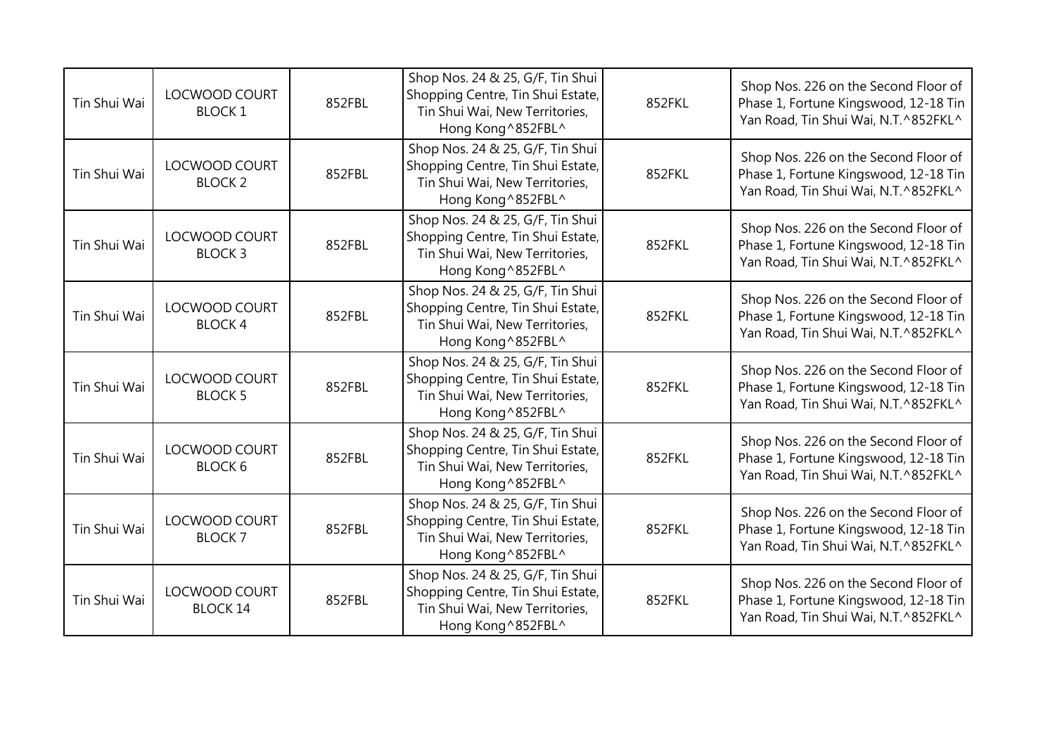| Tin Shui Wai | LOCWOOD COURT BLOCK 1 | 852FBL | Shop Nos. 24 & 25, G/F, Tin Shui Shopping Centre, Tin Shui Estate, Tin Shui Wai, New Territories, Hong Kong^852FBL^ | 852FKL | Shop Nos. 226 on the Second Floor of Phase 1, Fortune Kingswood, 12-18 Tin Yan Road, Tin Shui Wai, N.T.^852FKL^ |
|---|---|---|---|---|---|
| Tin Shui Wai | LOCWOOD COURT BLOCK 2 | 852FBL | Shop Nos. 24 & 25, G/F, Tin Shui Shopping Centre, Tin Shui Estate, Tin Shui Wai, New Territories, Hong Kong^852FBL^ | 852FKL | Shop Nos. 226 on the Second Floor of Phase 1, Fortune Kingswood, 12-18 Tin Yan Road, Tin Shui Wai, N.T.^852FKL^ |
| Tin Shui Wai | LOCWOOD COURT BLOCK 3 | 852FBL | Shop Nos. 24 & 25, G/F, Tin Shui Shopping Centre, Tin Shui Estate, Tin Shui Wai, New Territories, Hong Kong^852FBL^ | 852FKL | Shop Nos. 226 on the Second Floor of Phase 1, Fortune Kingswood, 12-18 Tin Yan Road, Tin Shui Wai, N.T.^852FKL^ |
| Tin Shui Wai | LOCWOOD COURT BLOCK 4 | 852FBL | Shop Nos. 24 & 25, G/F, Tin Shui Shopping Centre, Tin Shui Estate, Tin Shui Wai, New Territories, Hong Kong^852FBL^ | 852FKL | Shop Nos. 226 on the Second Floor of Phase 1, Fortune Kingswood, 12-18 Tin Yan Road, Tin Shui Wai, N.T.^852FKL^ |
| Tin Shui Wai | LOCWOOD COURT BLOCK 5 | 852FBL | Shop Nos. 24 & 25, G/F, Tin Shui Shopping Centre, Tin Shui Estate, Tin Shui Wai, New Territories, Hong Kong^852FBL^ | 852FKL | Shop Nos. 226 on the Second Floor of Phase 1, Fortune Kingswood, 12-18 Tin Yan Road, Tin Shui Wai, N.T.^852FKL^ |
| Tin Shui Wai | LOCWOOD COURT BLOCK 6 | 852FBL | Shop Nos. 24 & 25, G/F, Tin Shui Shopping Centre, Tin Shui Estate, Tin Shui Wai, New Territories, Hong Kong^852FBL^ | 852FKL | Shop Nos. 226 on the Second Floor of Phase 1, Fortune Kingswood, 12-18 Tin Yan Road, Tin Shui Wai, N.T.^852FKL^ |
| Tin Shui Wai | LOCWOOD COURT BLOCK 7 | 852FBL | Shop Nos. 24 & 25, G/F, Tin Shui Shopping Centre, Tin Shui Estate, Tin Shui Wai, New Territories, Hong Kong^852FBL^ | 852FKL | Shop Nos. 226 on the Second Floor of Phase 1, Fortune Kingswood, 12-18 Tin Yan Road, Tin Shui Wai, N.T.^852FKL^ |
| Tin Shui Wai | LOCWOOD COURT BLOCK 14 | 852FBL | Shop Nos. 24 & 25, G/F, Tin Shui Shopping Centre, Tin Shui Estate, Tin Shui Wai, New Territories, Hong Kong^852FBL^ | 852FKL | Shop Nos. 226 on the Second Floor of Phase 1, Fortune Kingswood, 12-18 Tin Yan Road, Tin Shui Wai, N.T.^852FKL^ |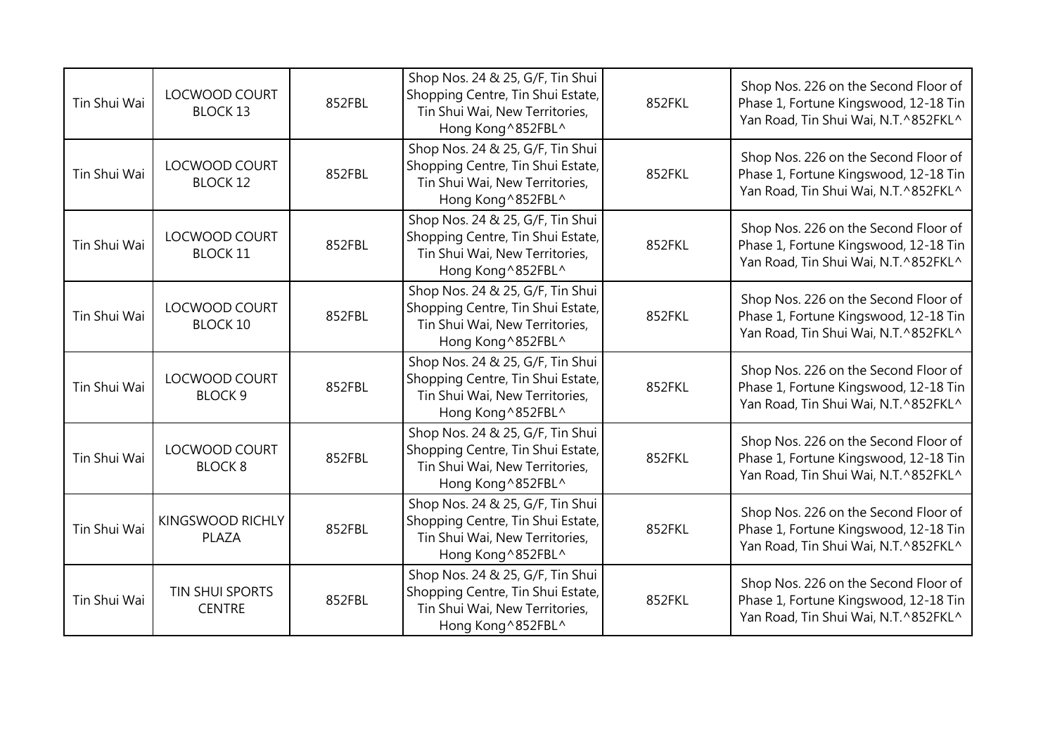| | | | | | |
|---|---|---|---|---|---|
| Tin Shui Wai | LOCWOOD COURT BLOCK 13 | 852FBL | Shop Nos. 24 & 25, G/F, Tin Shui Shopping Centre, Tin Shui Estate, Tin Shui Wai, New Territories, Hong Kong^852FBL^ | 852FKL | Shop Nos. 226 on the Second Floor of Phase 1, Fortune Kingswood, 12-18 Tin Yan Road, Tin Shui Wai, N.T.^852FKL^ |
| Tin Shui Wai | LOCWOOD COURT BLOCK 12 | 852FBL | Shop Nos. 24 & 25, G/F, Tin Shui Shopping Centre, Tin Shui Estate, Tin Shui Wai, New Territories, Hong Kong^852FBL^ | 852FKL | Shop Nos. 226 on the Second Floor of Phase 1, Fortune Kingswood, 12-18 Tin Yan Road, Tin Shui Wai, N.T.^852FKL^ |
| Tin Shui Wai | LOCWOOD COURT BLOCK 11 | 852FBL | Shop Nos. 24 & 25, G/F, Tin Shui Shopping Centre, Tin Shui Estate, Tin Shui Wai, New Territories, Hong Kong^852FBL^ | 852FKL | Shop Nos. 226 on the Second Floor of Phase 1, Fortune Kingswood, 12-18 Tin Yan Road, Tin Shui Wai, N.T.^852FKL^ |
| Tin Shui Wai | LOCWOOD COURT BLOCK 10 | 852FBL | Shop Nos. 24 & 25, G/F, Tin Shui Shopping Centre, Tin Shui Estate, Tin Shui Wai, New Territories, Hong Kong^852FBL^ | 852FKL | Shop Nos. 226 on the Second Floor of Phase 1, Fortune Kingswood, 12-18 Tin Yan Road, Tin Shui Wai, N.T.^852FKL^ |
| Tin Shui Wai | LOCWOOD COURT BLOCK 9 | 852FBL | Shop Nos. 24 & 25, G/F, Tin Shui Shopping Centre, Tin Shui Estate, Tin Shui Wai, New Territories, Hong Kong^852FBL^ | 852FKL | Shop Nos. 226 on the Second Floor of Phase 1, Fortune Kingswood, 12-18 Tin Yan Road, Tin Shui Wai, N.T.^852FKL^ |
| Tin Shui Wai | LOCWOOD COURT BLOCK 8 | 852FBL | Shop Nos. 24 & 25, G/F, Tin Shui Shopping Centre, Tin Shui Estate, Tin Shui Wai, New Territories, Hong Kong^852FBL^ | 852FKL | Shop Nos. 226 on the Second Floor of Phase 1, Fortune Kingswood, 12-18 Tin Yan Road, Tin Shui Wai, N.T.^852FKL^ |
| Tin Shui Wai | KINGSWOOD RICHLY PLAZA | 852FBL | Shop Nos. 24 & 25, G/F, Tin Shui Shopping Centre, Tin Shui Estate, Tin Shui Wai, New Territories, Hong Kong^852FBL^ | 852FKL | Shop Nos. 226 on the Second Floor of Phase 1, Fortune Kingswood, 12-18 Tin Yan Road, Tin Shui Wai, N.T.^852FKL^ |
| Tin Shui Wai | TIN SHUI SPORTS CENTRE | 852FBL | Shop Nos. 24 & 25, G/F, Tin Shui Shopping Centre, Tin Shui Estate, Tin Shui Wai, New Territories, Hong Kong^852FBL^ | 852FKL | Shop Nos. 226 on the Second Floor of Phase 1, Fortune Kingswood, 12-18 Tin Yan Road, Tin Shui Wai, N.T.^852FKL^ |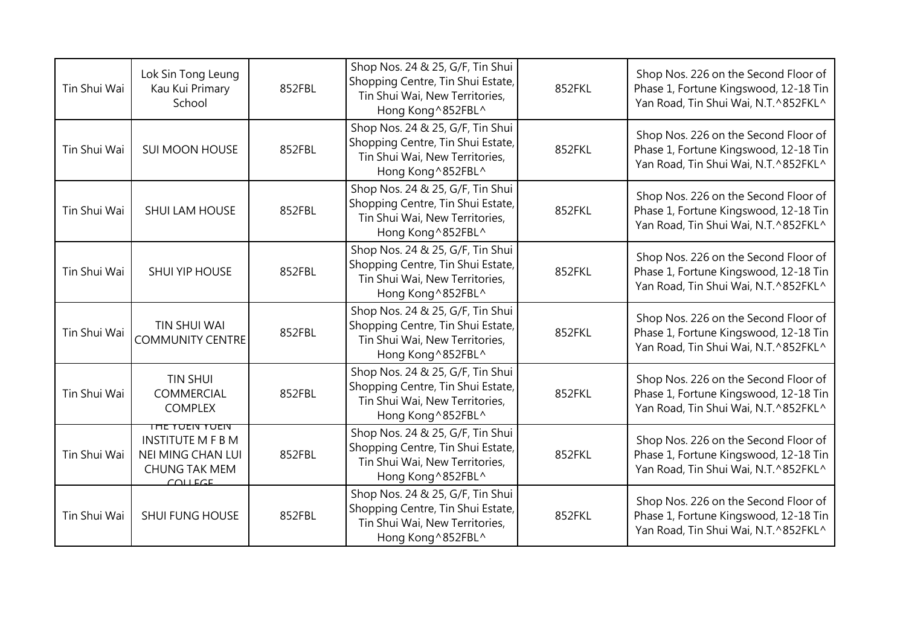| | | | | | |
|---|---|---|---|---|---|
| Tin Shui Wai | Lok Sin Tong Leung Kau Kui Primary School | 852FBL | Shop Nos. 24 & 25, G/F, Tin Shui Shopping Centre, Tin Shui Estate, Tin Shui Wai, New Territories, Hong Kong^852FBL^ | 852FKL | Shop Nos. 226 on the Second Floor of Phase 1, Fortune Kingswood, 12-18 Tin Yan Road, Tin Shui Wai, N.T.^852FKL^ |
| Tin Shui Wai | SUI MOON HOUSE | 852FBL | Shop Nos. 24 & 25, G/F, Tin Shui Shopping Centre, Tin Shui Estate, Tin Shui Wai, New Territories, Hong Kong^852FBL^ | 852FKL | Shop Nos. 226 on the Second Floor of Phase 1, Fortune Kingswood, 12-18 Tin Yan Road, Tin Shui Wai, N.T.^852FKL^ |
| Tin Shui Wai | SHUI LAM HOUSE | 852FBL | Shop Nos. 24 & 25, G/F, Tin Shui Shopping Centre, Tin Shui Estate, Tin Shui Wai, New Territories, Hong Kong^852FBL^ | 852FKL | Shop Nos. 226 on the Second Floor of Phase 1, Fortune Kingswood, 12-18 Tin Yan Road, Tin Shui Wai, N.T.^852FKL^ |
| Tin Shui Wai | SHUI YIP HOUSE | 852FBL | Shop Nos. 24 & 25, G/F, Tin Shui Shopping Centre, Tin Shui Estate, Tin Shui Wai, New Territories, Hong Kong^852FBL^ | 852FKL | Shop Nos. 226 on the Second Floor of Phase 1, Fortune Kingswood, 12-18 Tin Yan Road, Tin Shui Wai, N.T.^852FKL^ |
| Tin Shui Wai | TIN SHUI WAI COMMUNITY CENTRE | 852FBL | Shop Nos. 24 & 25, G/F, Tin Shui Shopping Centre, Tin Shui Estate, Tin Shui Wai, New Territories, Hong Kong^852FBL^ | 852FKL | Shop Nos. 226 on the Second Floor of Phase 1, Fortune Kingswood, 12-18 Tin Yan Road, Tin Shui Wai, N.T.^852FKL^ |
| Tin Shui Wai | TIN SHUI COMMERCIAL COMPLEX | 852FBL | Shop Nos. 24 & 25, G/F, Tin Shui Shopping Centre, Tin Shui Estate, Tin Shui Wai, New Territories, Hong Kong^852FBL^ | 852FKL | Shop Nos. 226 on the Second Floor of Phase 1, Fortune Kingswood, 12-18 Tin Yan Road, Tin Shui Wai, N.T.^852FKL^ |
| Tin Shui Wai | THE YUEN YUEN INSTITUTE M F B M NEI MING CHAN LUI CHUNG TAK MEM COLLEGE | 852FBL | Shop Nos. 24 & 25, G/F, Tin Shui Shopping Centre, Tin Shui Estate, Tin Shui Wai, New Territories, Hong Kong^852FBL^ | 852FKL | Shop Nos. 226 on the Second Floor of Phase 1, Fortune Kingswood, 12-18 Tin Yan Road, Tin Shui Wai, N.T.^852FKL^ |
| Tin Shui Wai | SHUI FUNG HOUSE | 852FBL | Shop Nos. 24 & 25, G/F, Tin Shui Shopping Centre, Tin Shui Estate, Tin Shui Wai, New Territories, Hong Kong^852FBL^ | 852FKL | Shop Nos. 226 on the Second Floor of Phase 1, Fortune Kingswood, 12-18 Tin Yan Road, Tin Shui Wai, N.T.^852FKL^ |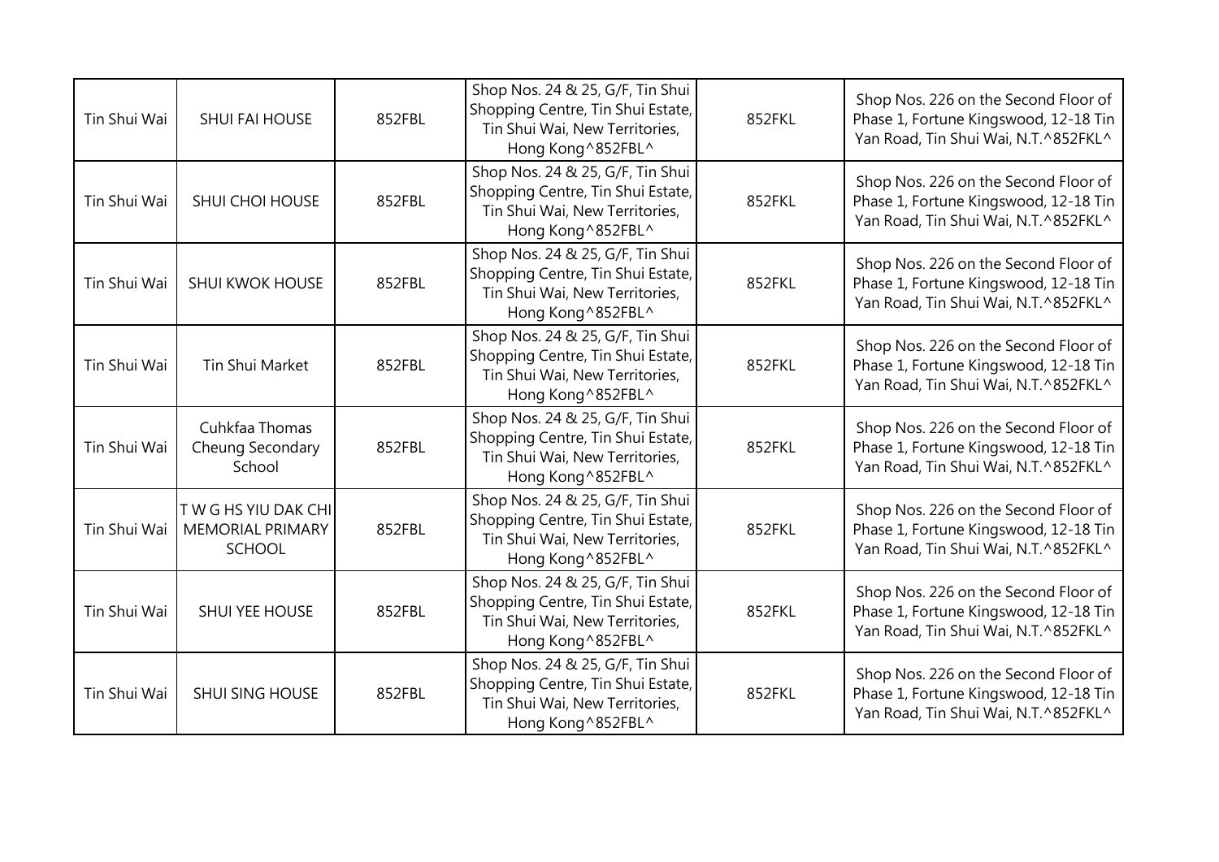| Tin Shui Wai | SHUI FAI HOUSE | 852FBL | Shop Nos. 24 & 25, G/F, Tin Shui Shopping Centre, Tin Shui Estate, Tin Shui Wai, New Territories, Hong Kong^852FBL^ | 852FKL | Shop Nos. 226 on the Second Floor of Phase 1, Fortune Kingswood, 12-18 Tin Yan Road, Tin Shui Wai, N.T.^852FKL^ |
|---|---|---|---|---|---|
| Tin Shui Wai | SHUI CHOI HOUSE | 852FBL | Shop Nos. 24 & 25, G/F, Tin Shui Shopping Centre, Tin Shui Estate, Tin Shui Wai, New Territories, Hong Kong^852FBL^ | 852FKL | Shop Nos. 226 on the Second Floor of Phase 1, Fortune Kingswood, 12-18 Tin Yan Road, Tin Shui Wai, N.T.^852FKL^ |
| Tin Shui Wai | SHUI KWOK HOUSE | 852FBL | Shop Nos. 24 & 25, G/F, Tin Shui Shopping Centre, Tin Shui Estate, Tin Shui Wai, New Territories, Hong Kong^852FBL^ | 852FKL | Shop Nos. 226 on the Second Floor of Phase 1, Fortune Kingswood, 12-18 Tin Yan Road, Tin Shui Wai, N.T.^852FKL^ |
| Tin Shui Wai | Tin Shui Market | 852FBL | Shop Nos. 24 & 25, G/F, Tin Shui Shopping Centre, Tin Shui Estate, Tin Shui Wai, New Territories, Hong Kong^852FBL^ | 852FKL | Shop Nos. 226 on the Second Floor of Phase 1, Fortune Kingswood, 12-18 Tin Yan Road, Tin Shui Wai, N.T.^852FKL^ |
| Tin Shui Wai | Cuhkfaa Thomas Cheung Secondary School | 852FBL | Shop Nos. 24 & 25, G/F, Tin Shui Shopping Centre, Tin Shui Estate, Tin Shui Wai, New Territories, Hong Kong^852FBL^ | 852FKL | Shop Nos. 226 on the Second Floor of Phase 1, Fortune Kingswood, 12-18 Tin Yan Road, Tin Shui Wai, N.T.^852FKL^ |
| Tin Shui Wai | T W G HS YIU DAK CHI MEMORIAL PRIMARY SCHOOL | 852FBL | Shop Nos. 24 & 25, G/F, Tin Shui Shopping Centre, Tin Shui Estate, Tin Shui Wai, New Territories, Hong Kong^852FBL^ | 852FKL | Shop Nos. 226 on the Second Floor of Phase 1, Fortune Kingswood, 12-18 Tin Yan Road, Tin Shui Wai, N.T.^852FKL^ |
| Tin Shui Wai | SHUI YEE HOUSE | 852FBL | Shop Nos. 24 & 25, G/F, Tin Shui Shopping Centre, Tin Shui Estate, Tin Shui Wai, New Territories, Hong Kong^852FBL^ | 852FKL | Shop Nos. 226 on the Second Floor of Phase 1, Fortune Kingswood, 12-18 Tin Yan Road, Tin Shui Wai, N.T.^852FKL^ |
| Tin Shui Wai | SHUI SING HOUSE | 852FBL | Shop Nos. 24 & 25, G/F, Tin Shui Shopping Centre, Tin Shui Estate, Tin Shui Wai, New Territories, Hong Kong^852FBL^ | 852FKL | Shop Nos. 226 on the Second Floor of Phase 1, Fortune Kingswood, 12-18 Tin Yan Road, Tin Shui Wai, N.T.^852FKL^ |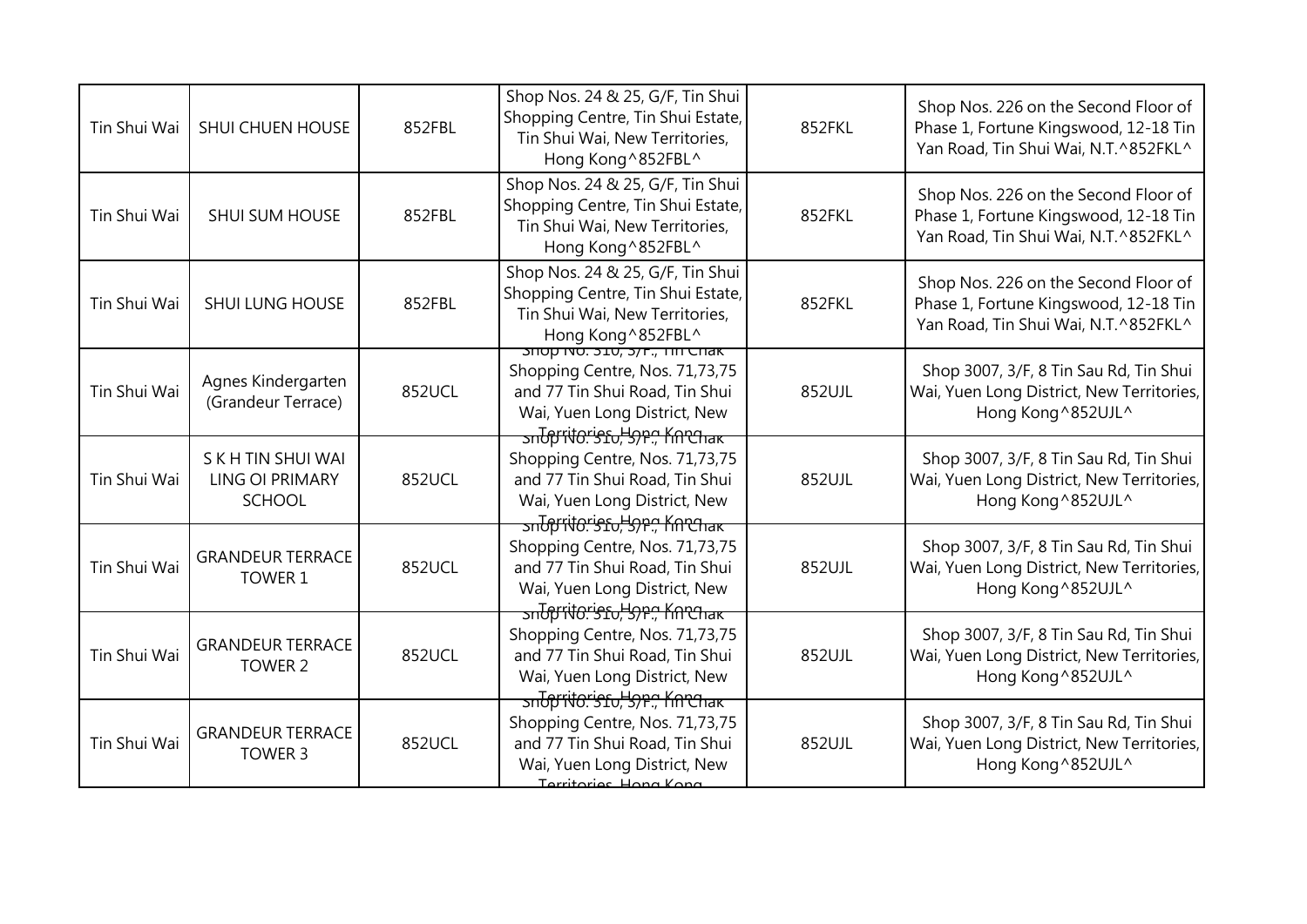| Tin Shui Wai | SHUI CHUEN HOUSE | 852FBL | Shop Nos. 24 & 25, G/F, Tin Shui Shopping Centre, Tin Shui Estate, Tin Shui Wai, New Territories, Hong Kong^852FBL^ | 852FKL | Shop Nos. 226 on the Second Floor of Phase 1, Fortune Kingswood, 12-18 Tin Yan Road, Tin Shui Wai, N.T.^852FKL^ |
|---|---|---|---|---|---|
| Tin Shui Wai | SHUI SUM HOUSE | 852FBL | Shop Nos. 24 & 25, G/F, Tin Shui Shopping Centre, Tin Shui Estate, Tin Shui Wai, New Territories, Hong Kong^852FBL^ | 852FKL | Shop Nos. 226 on the Second Floor of Phase 1, Fortune Kingswood, 12-18 Tin Yan Road, Tin Shui Wai, N.T.^852FKL^ |
| Tin Shui Wai | SHUI LUNG HOUSE | 852FBL | Shop Nos. 24 & 25, G/F, Tin Shui Shopping Centre, Tin Shui Estate, Tin Shui Wai, New Territories, Hong Kong^852FBL^ | 852FKL | Shop Nos. 226 on the Second Floor of Phase 1, Fortune Kingswood, 12-18 Tin Yan Road, Tin Shui Wai, N.T.^852FKL^ |
| Tin Shui Wai | Agnes Kindergarten (Grandeur Terrace) | 852UCL | Shop No. 310, 3/F., Tin Chak Shopping Centre, Nos. 71,73,75 and 77 Tin Shui Road, Tin Shui Wai, Yuen Long District, New Territories, Hong Kong | 852UJL | Shop 3007, 3/F, 8 Tin Sau Rd, Tin Shui Wai, Yuen Long District, New Territories, Hong Kong^852UJL^ |
| Tin Shui Wai | S K H TIN SHUI WAI LING OI PRIMARY SCHOOL | 852UCL | Shop No. 310, 3/F., Tin Chak Shopping Centre, Nos. 71,73,75 and 77 Tin Shui Road, Tin Shui Wai, Yuen Long District, New Territories, Hong Kong | 852UJL | Shop 3007, 3/F, 8 Tin Sau Rd, Tin Shui Wai, Yuen Long District, New Territories, Hong Kong^852UJL^ |
| Tin Shui Wai | GRANDEUR TERRACE TOWER 1 | 852UCL | Shop No. 310, 3/F., Tin Chak Shopping Centre, Nos. 71,73,75 and 77 Tin Shui Road, Tin Shui Wai, Yuen Long District, New Territories, Hong Kong | 852UJL | Shop 3007, 3/F, 8 Tin Sau Rd, Tin Shui Wai, Yuen Long District, New Territories, Hong Kong^852UJL^ |
| Tin Shui Wai | GRANDEUR TERRACE TOWER 2 | 852UCL | Shop No. 310, 3/F., Tin Chak Shopping Centre, Nos. 71,73,75 and 77 Tin Shui Road, Tin Shui Wai, Yuen Long District, New Territories, Hong Kong | 852UJL | Shop 3007, 3/F, 8 Tin Sau Rd, Tin Shui Wai, Yuen Long District, New Territories, Hong Kong^852UJL^ |
| Tin Shui Wai | GRANDEUR TERRACE TOWER 3 | 852UCL | Shop No. 310, 3/F., Tin Chak Shopping Centre, Nos. 71,73,75 and 77 Tin Shui Road, Tin Shui Wai, Yuen Long District, New Territories, Hong Kong | 852UJL | Shop 3007, 3/F, 8 Tin Sau Rd, Tin Shui Wai, Yuen Long District, New Territories, Hong Kong^852UJL^ |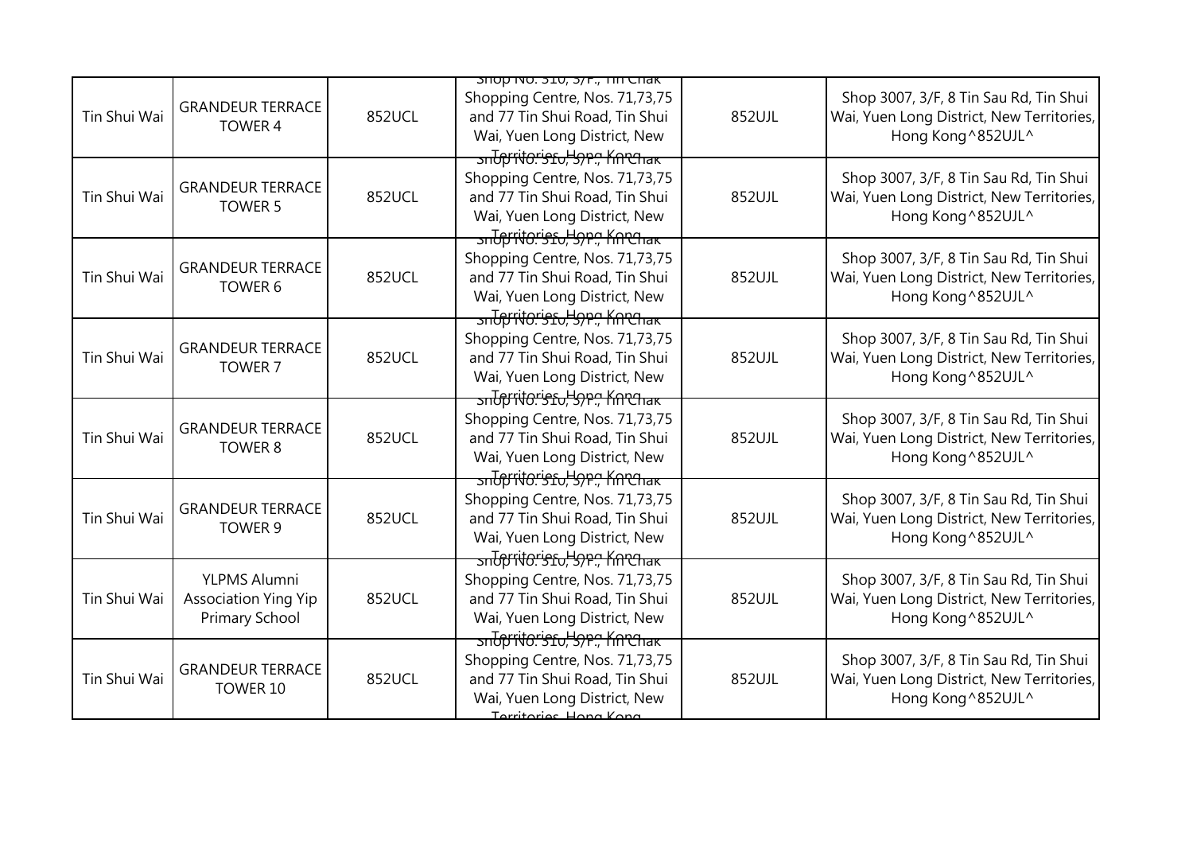| Tin Shui Wai | GRANDEUR TERRACE TOWER 4 | 852UCL | Shop No. 310, 3/F., Tin Chak Shopping Centre, Nos. 71,73,75 and 77 Tin Shui Road, Tin Shui Wai, Yuen Long District, New Territories, Hong Kong | 852UJL | Shop 3007, 3/F, 8 Tin Sau Rd, Tin Shui Wai, Yuen Long District, New Territories, Hong Kong^852UJL^ |
|---|---|---|---|---|---|
| Tin Shui Wai | GRANDEUR TERRACE TOWER 5 | 852UCL | Shop No. 310, 3/F., Tin Chak Shopping Centre, Nos. 71,73,75 and 77 Tin Shui Road, Tin Shui Wai, Yuen Long District, New Territories, Hong Kong | 852UJL | Shop 3007, 3/F, 8 Tin Sau Rd, Tin Shui Wai, Yuen Long District, New Territories, Hong Kong^852UJL^ |
| Tin Shui Wai | GRANDEUR TERRACE TOWER 6 | 852UCL | Shop No. 310, 3/F., Tin Chak Shopping Centre, Nos. 71,73,75 and 77 Tin Shui Road, Tin Shui Wai, Yuen Long District, New Territories, Hong Kong | 852UJL | Shop 3007, 3/F, 8 Tin Sau Rd, Tin Shui Wai, Yuen Long District, New Territories, Hong Kong^852UJL^ |
| Tin Shui Wai | GRANDEUR TERRACE TOWER 7 | 852UCL | Shop No. 310, 3/F., Tin Chak Shopping Centre, Nos. 71,73,75 and 77 Tin Shui Road, Tin Shui Wai, Yuen Long District, New Territories, Hong Kong | 852UJL | Shop 3007, 3/F, 8 Tin Sau Rd, Tin Shui Wai, Yuen Long District, New Territories, Hong Kong^852UJL^ |
| Tin Shui Wai | GRANDEUR TERRACE TOWER 8 | 852UCL | Shop No. 310, 3/F., Tin Chak Shopping Centre, Nos. 71,73,75 and 77 Tin Shui Road, Tin Shui Wai, Yuen Long District, New Territories, Hong Kong | 852UJL | Shop 3007, 3/F, 8 Tin Sau Rd, Tin Shui Wai, Yuen Long District, New Territories, Hong Kong^852UJL^ |
| Tin Shui Wai | GRANDEUR TERRACE TOWER 9 | 852UCL | Shop No. 310, 3/F., Tin Chak Shopping Centre, Nos. 71,73,75 and 77 Tin Shui Road, Tin Shui Wai, Yuen Long District, New Territories, Hong Kong | 852UJL | Shop 3007, 3/F, 8 Tin Sau Rd, Tin Shui Wai, Yuen Long District, New Territories, Hong Kong^852UJL^ |
| Tin Shui Wai | YLPMS Alumni Association Ying Yip Primary School | 852UCL | Shop No. 310, 3/F., Tin Chak Shopping Centre, Nos. 71,73,75 and 77 Tin Shui Road, Tin Shui Wai, Yuen Long District, New Territories, Hong Kong | 852UJL | Shop 3007, 3/F, 8 Tin Sau Rd, Tin Shui Wai, Yuen Long District, New Territories, Hong Kong^852UJL^ |
| Tin Shui Wai | GRANDEUR TERRACE TOWER 10 | 852UCL | Shop No. 310, 3/F., Tin Chak Shopping Centre, Nos. 71,73,75 and 77 Tin Shui Road, Tin Shui Wai, Yuen Long District, New Territories, Hong Kong | 852UJL | Shop 3007, 3/F, 8 Tin Sau Rd, Tin Shui Wai, Yuen Long District, New Territories, Hong Kong^852UJL^ |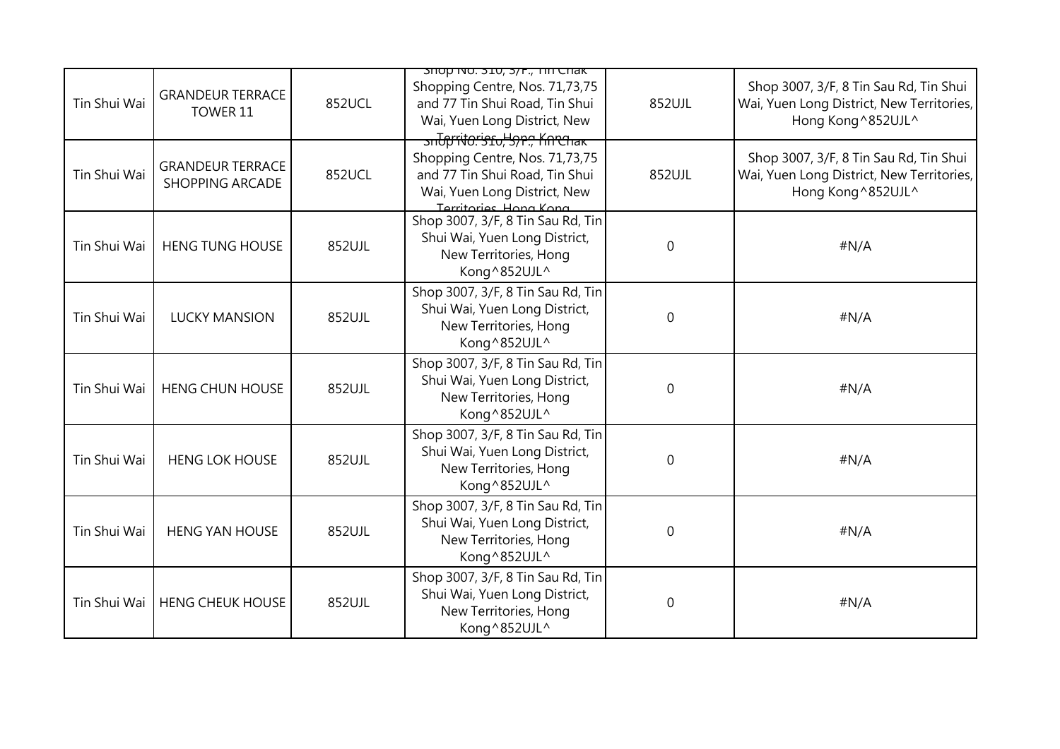| Tin Shui Wai | GRANDEUR TERRACE TOWER 11 | 852UCL | Shop No. 310, 3/F., Tin Chak Shopping Centre, Nos. 71,73,75 and 77 Tin Shui Road, Tin Shui Wai, Yuen Long District, New Territories, Hong Kong | 852UJL | Shop 3007, 3/F, 8 Tin Sau Rd, Tin Shui Wai, Yuen Long District, New Territories, Hong Kong^852UJL^ |
|---|---|---|---|---|---|
| Tin Shui Wai | GRANDEUR TERRACE SHOPPING ARCADE | 852UCL | Shop No. 310, 3/F., Tin Chak Shopping Centre, Nos. 71,73,75 and 77 Tin Shui Road, Tin Shui Wai, Yuen Long District, New Territories, Hong Kong | 852UJL | Shop 3007, 3/F, 8 Tin Sau Rd, Tin Shui Wai, Yuen Long District, New Territories, Hong Kong^852UJL^ |
| Tin Shui Wai | HENG TUNG HOUSE | 852UJL | Shop 3007, 3/F, 8 Tin Sau Rd, Tin Shui Wai, Yuen Long District, New Territories, Hong Kong^852UJL^ | 0 | #N/A |
| Tin Shui Wai | LUCKY MANSION | 852UJL | Shop 3007, 3/F, 8 Tin Sau Rd, Tin Shui Wai, Yuen Long District, New Territories, Hong Kong^852UJL^ | 0 | #N/A |
| Tin Shui Wai | HENG CHUN HOUSE | 852UJL | Shop 3007, 3/F, 8 Tin Sau Rd, Tin Shui Wai, Yuen Long District, New Territories, Hong Kong^852UJL^ | 0 | #N/A |
| Tin Shui Wai | HENG LOK HOUSE | 852UJL | Shop 3007, 3/F, 8 Tin Sau Rd, Tin Shui Wai, Yuen Long District, New Territories, Hong Kong^852UJL^ | 0 | #N/A |
| Tin Shui Wai | HENG YAN HOUSE | 852UJL | Shop 3007, 3/F, 8 Tin Sau Rd, Tin Shui Wai, Yuen Long District, New Territories, Hong Kong^852UJL^ | 0 | #N/A |
| Tin Shui Wai | HENG CHEUK HOUSE | 852UJL | Shop 3007, 3/F, 8 Tin Sau Rd, Tin Shui Wai, Yuen Long District, New Territories, Hong Kong^852UJL^ | 0 | #N/A |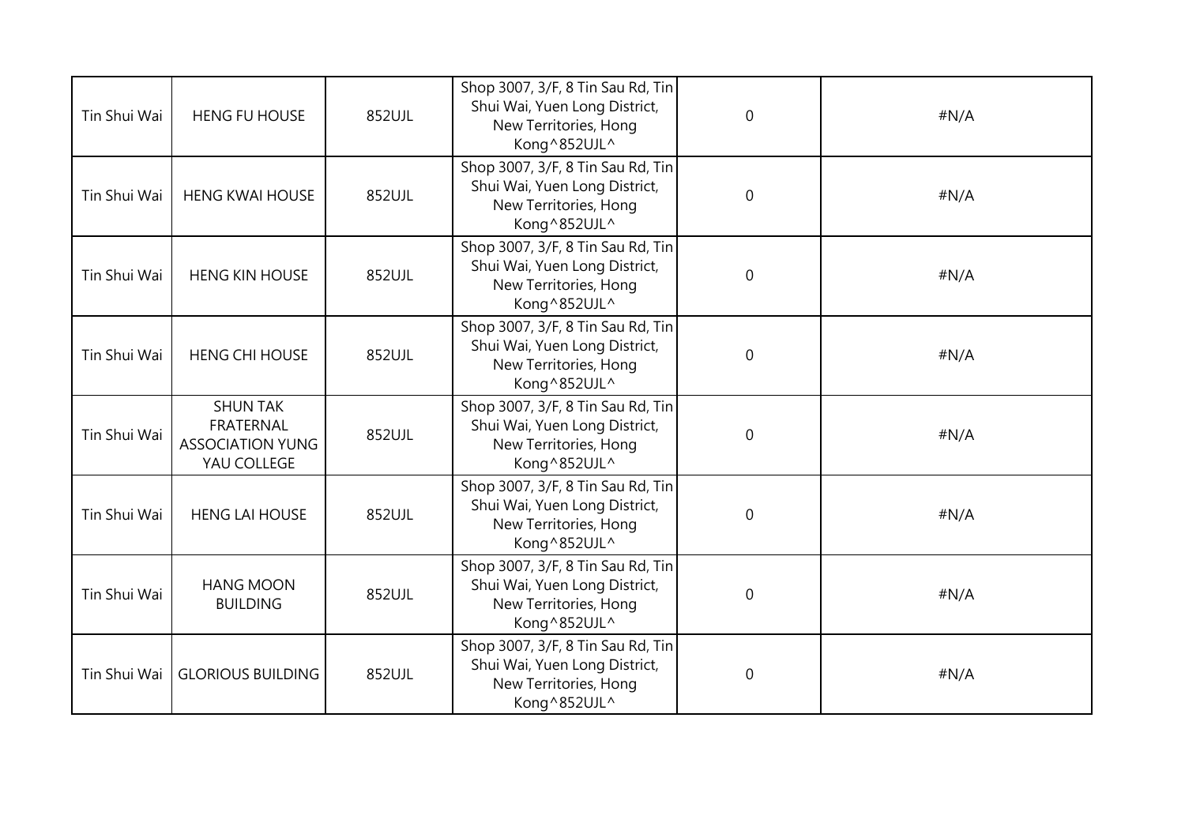| | | | | | |
|---|---|---|---|---|---|
| Tin Shui Wai | HENG FU HOUSE | 852UJL | Shop 3007, 3/F, 8 Tin Sau Rd, Tin Shui Wai, Yuen Long District, New Territories, Hong Kong^852UJL^ | 0 | #N/A |
| Tin Shui Wai | HENG KWAI HOUSE | 852UJL | Shop 3007, 3/F, 8 Tin Sau Rd, Tin Shui Wai, Yuen Long District, New Territories, Hong Kong^852UJL^ | 0 | #N/A |
| Tin Shui Wai | HENG KIN HOUSE | 852UJL | Shop 3007, 3/F, 8 Tin Sau Rd, Tin Shui Wai, Yuen Long District, New Territories, Hong Kong^852UJL^ | 0 | #N/A |
| Tin Shui Wai | HENG CHI HOUSE | 852UJL | Shop 3007, 3/F, 8 Tin Sau Rd, Tin Shui Wai, Yuen Long District, New Territories, Hong Kong^852UJL^ | 0 | #N/A |
| Tin Shui Wai | SHUN TAK FRATERNAL ASSOCIATION YUNG YAU COLLEGE | 852UJL | Shop 3007, 3/F, 8 Tin Sau Rd, Tin Shui Wai, Yuen Long District, New Territories, Hong Kong^852UJL^ | 0 | #N/A |
| Tin Shui Wai | HENG LAI HOUSE | 852UJL | Shop 3007, 3/F, 8 Tin Sau Rd, Tin Shui Wai, Yuen Long District, New Territories, Hong Kong^852UJL^ | 0 | #N/A |
| Tin Shui Wai | HANG MOON BUILDING | 852UJL | Shop 3007, 3/F, 8 Tin Sau Rd, Tin Shui Wai, Yuen Long District, New Territories, Hong Kong^852UJL^ | 0 | #N/A |
| Tin Shui Wai | GLORIOUS BUILDING | 852UJL | Shop 3007, 3/F, 8 Tin Sau Rd, Tin Shui Wai, Yuen Long District, New Territories, Hong Kong^852UJL^ | 0 | #N/A |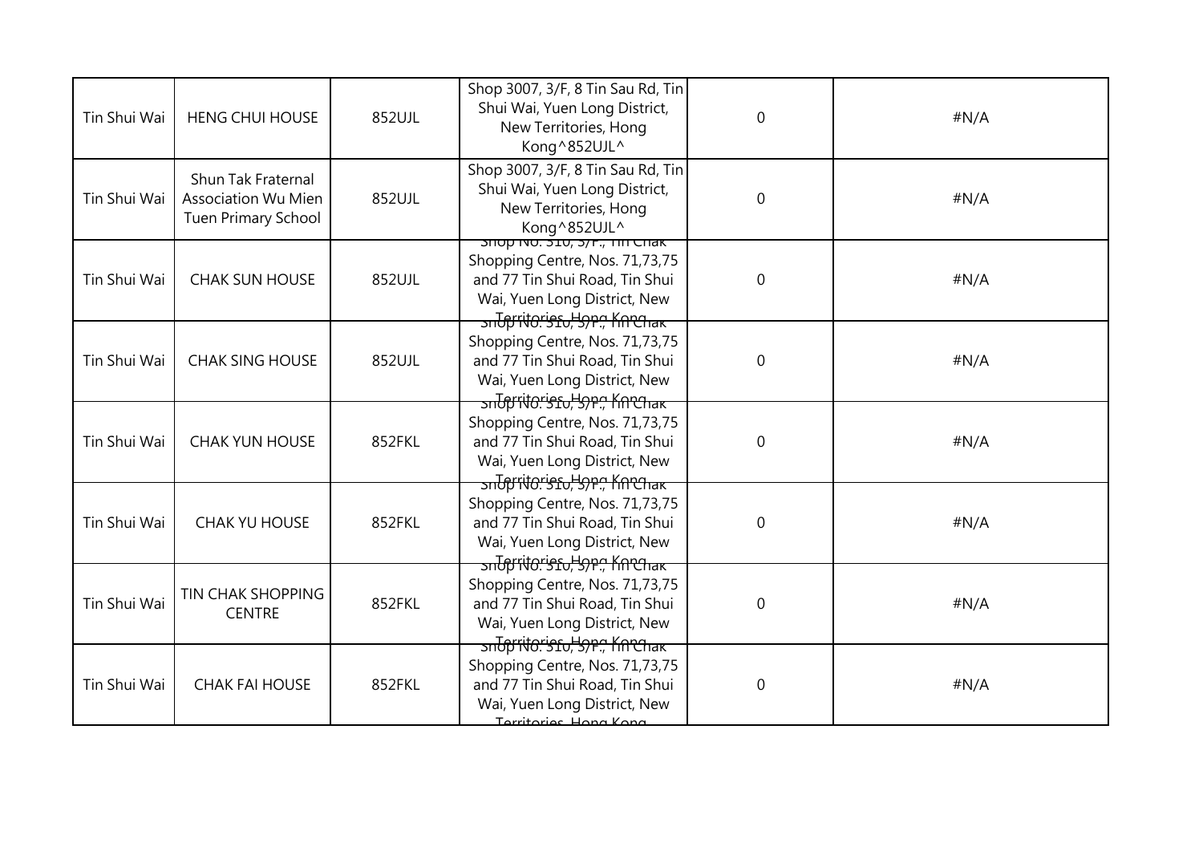| Tin Shui Wai | HENG CHUI HOUSE | 852UJL | Shop 3007, 3/F, 8 Tin Sau Rd, Tin Shui Wai, Yuen Long District, New Territories, Hong Kong^852UJL^ | 0 | #N/A |
|---|---|---|---|---|---|
| Tin Shui Wai | Shun Tak Fraternal Association Wu Mien Tuen Primary School | 852UJL | Shop 3007, 3/F, 8 Tin Sau Rd, Tin Shui Wai, Yuen Long District, New Territories, Hong Kong^852UJL^ | 0 | #N/A |
| Tin Shui Wai | CHAK SUN HOUSE | 852UJL | Shop No. 310, 3/F., Tin Chak Shopping Centre, Nos. 71,73,75 and 77 Tin Shui Road, Tin Shui Wai, Yuen Long District, New Territories, Hong Kong | 0 | #N/A |
| Tin Shui Wai | CHAK SING HOUSE | 852UJL | Shop No. 310, 3/F., Tin Chak Shopping Centre, Nos. 71,73,75 and 77 Tin Shui Road, Tin Shui Wai, Yuen Long District, New Territories, Hong Kong | 0 | #N/A |
| Tin Shui Wai | CHAK YUN HOUSE | 852FKL | Shop No. 310, 3/F., Tin Chak Shopping Centre, Nos. 71,73,75 and 77 Tin Shui Road, Tin Shui Wai, Yuen Long District, New Territories, Hong Kong | 0 | #N/A |
| Tin Shui Wai | CHAK YU HOUSE | 852FKL | Shop No. 310, 3/F., Tin Chak Shopping Centre, Nos. 71,73,75 and 77 Tin Shui Road, Tin Shui Wai, Yuen Long District, New Territories, Hong Kong | 0 | #N/A |
| Tin Shui Wai | TIN CHAK SHOPPING CENTRE | 852FKL | Shop No. 310, 3/F., Tin Chak Shopping Centre, Nos. 71,73,75 and 77 Tin Shui Road, Tin Shui Wai, Yuen Long District, New Territories, Hong Kong | 0 | #N/A |
| Tin Shui Wai | CHAK FAI HOUSE | 852FKL | Shop No. 310, 3/F., Tin Chak Shopping Centre, Nos. 71,73,75 and 77 Tin Shui Road, Tin Shui Wai, Yuen Long District, New Territories, Hong Kong | 0 | #N/A |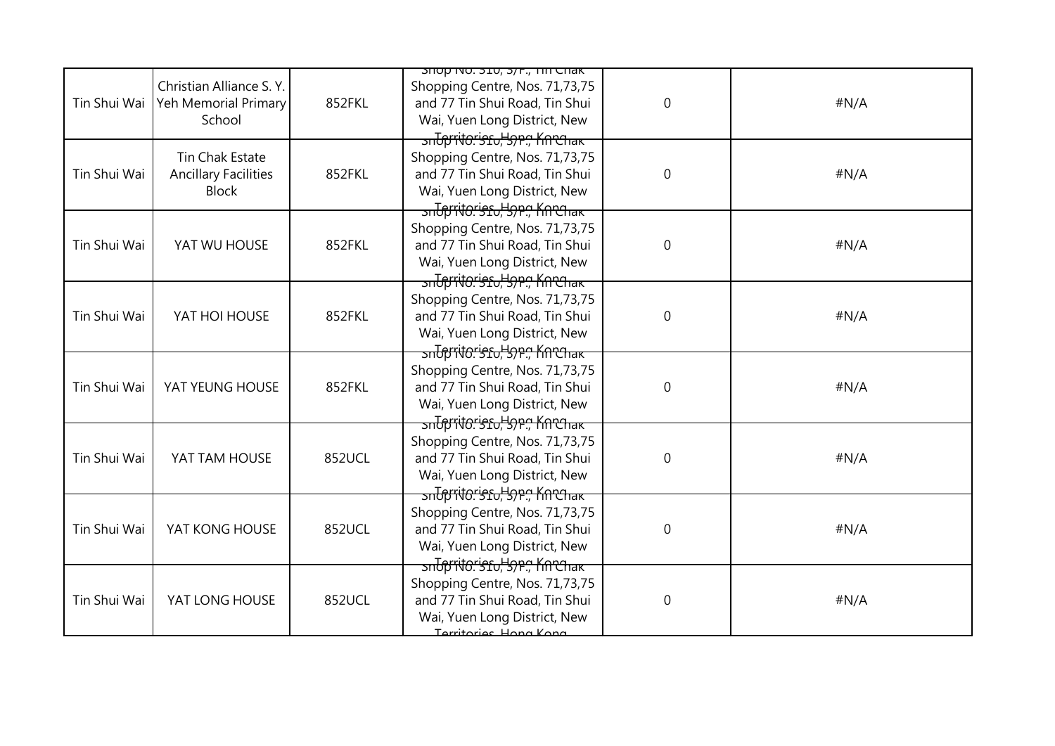| | | | | | |
|---|---|---|---|---|---|
| Tin Shui Wai | Christian Alliance S. Y. Yeh Memorial Primary School | 852FKL | Shop No. 310, 3/F., Tin Chak Shopping Centre, Nos. 71,73,75 and 77 Tin Shui Road, Tin Shui Wai, Yuen Long District, New Territories, Hong Kong | 0 | #N/A |
| Tin Shui Wai | Tin Chak Estate Ancillary Facilities Block | 852FKL | Shop No. 310, 3/F., Tin Chak Shopping Centre, Nos. 71,73,75 and 77 Tin Shui Road, Tin Shui Wai, Yuen Long District, New Territories, Hong Kong | 0 | #N/A |
| Tin Shui Wai | YAT WU HOUSE | 852FKL | Shop No. 310, 3/F., Tin Chak Shopping Centre, Nos. 71,73,75 and 77 Tin Shui Road, Tin Shui Wai, Yuen Long District, New Territories, Hong Kong | 0 | #N/A |
| Tin Shui Wai | YAT HOI HOUSE | 852FKL | Shop No. 310, 3/F., Tin Chak Shopping Centre, Nos. 71,73,75 and 77 Tin Shui Road, Tin Shui Wai, Yuen Long District, New Territories, Hong Kong | 0 | #N/A |
| Tin Shui Wai | YAT YEUNG HOUSE | 852FKL | Shop No. 310, 3/F., Tin Chak Shopping Centre, Nos. 71,73,75 and 77 Tin Shui Road, Tin Shui Wai, Yuen Long District, New Territories, Hong Kong | 0 | #N/A |
| Tin Shui Wai | YAT TAM HOUSE | 852UCL | Shop No. 310, 3/F., Tin Chak Shopping Centre, Nos. 71,73,75 and 77 Tin Shui Road, Tin Shui Wai, Yuen Long District, New Territories, Hong Kong | 0 | #N/A |
| Tin Shui Wai | YAT KONG HOUSE | 852UCL | Shop No. 310, 3/F., Tin Chak Shopping Centre, Nos. 71,73,75 and 77 Tin Shui Road, Tin Shui Wai, Yuen Long District, New Territories, Hong Kong | 0 | #N/A |
| Tin Shui Wai | YAT LONG HOUSE | 852UCL | Shop No. 310, 3/F., Tin Chak Shopping Centre, Nos. 71,73,75 and 77 Tin Shui Road, Tin Shui Wai, Yuen Long District, New Territories, Hong Kong | 0 | #N/A |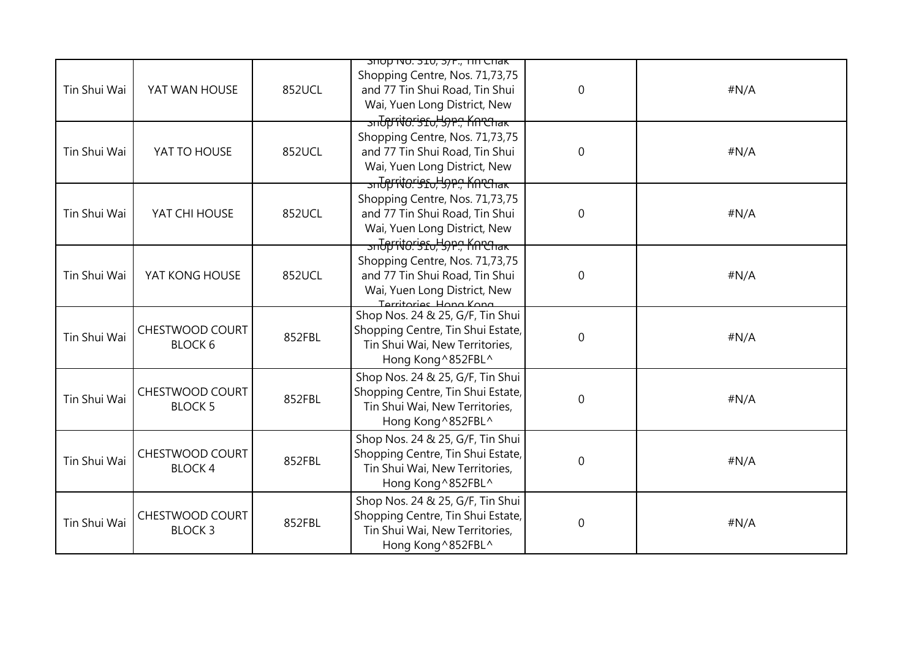| | | | | | |
|---|---|---|---|---|---|
| Tin Shui Wai | YAT WAN HOUSE | 852UCL | Shop No. 310, 3/F., Tin Chak Shopping Centre, Nos. 71,73,75 and 77 Tin Shui Road, Tin Shui Wai, Yuen Long District, New Territories, Hong Kong | 0 | #N/A |
| Tin Shui Wai | YAT TO HOUSE | 852UCL | Shop No. 310, 3/F., Tin Chak Shopping Centre, Nos. 71,73,75 and 77 Tin Shui Road, Tin Shui Wai, Yuen Long District, New Territories, Hong Kong | 0 | #N/A |
| Tin Shui Wai | YAT CHI HOUSE | 852UCL | Shop No. 310, 3/F., Tin Chak Shopping Centre, Nos. 71,73,75 and 77 Tin Shui Road, Tin Shui Wai, Yuen Long District, New Territories, Hong Kong | 0 | #N/A |
| Tin Shui Wai | YAT KONG HOUSE | 852UCL | Shop No. 310, 3/F., Tin Chak Shopping Centre, Nos. 71,73,75 and 77 Tin Shui Road, Tin Shui Wai, Yuen Long District, New Territories, Hong Kong | 0 | #N/A |
| Tin Shui Wai | CHESTWOOD COURT BLOCK 6 | 852FBL | Shop Nos. 24 & 25, G/F, Tin Shui Shopping Centre, Tin Shui Estate, Tin Shui Wai, New Territories, Hong Kong^852FBL^ | 0 | #N/A |
| Tin Shui Wai | CHESTWOOD COURT BLOCK 5 | 852FBL | Shop Nos. 24 & 25, G/F, Tin Shui Shopping Centre, Tin Shui Estate, Tin Shui Wai, New Territories, Hong Kong^852FBL^ | 0 | #N/A |
| Tin Shui Wai | CHESTWOOD COURT BLOCK 4 | 852FBL | Shop Nos. 24 & 25, G/F, Tin Shui Shopping Centre, Tin Shui Estate, Tin Shui Wai, New Territories, Hong Kong^852FBL^ | 0 | #N/A |
| Tin Shui Wai | CHESTWOOD COURT BLOCK 3 | 852FBL | Shop Nos. 24 & 25, G/F, Tin Shui Shopping Centre, Tin Shui Estate, Tin Shui Wai, New Territories, Hong Kong^852FBL^ | 0 | #N/A |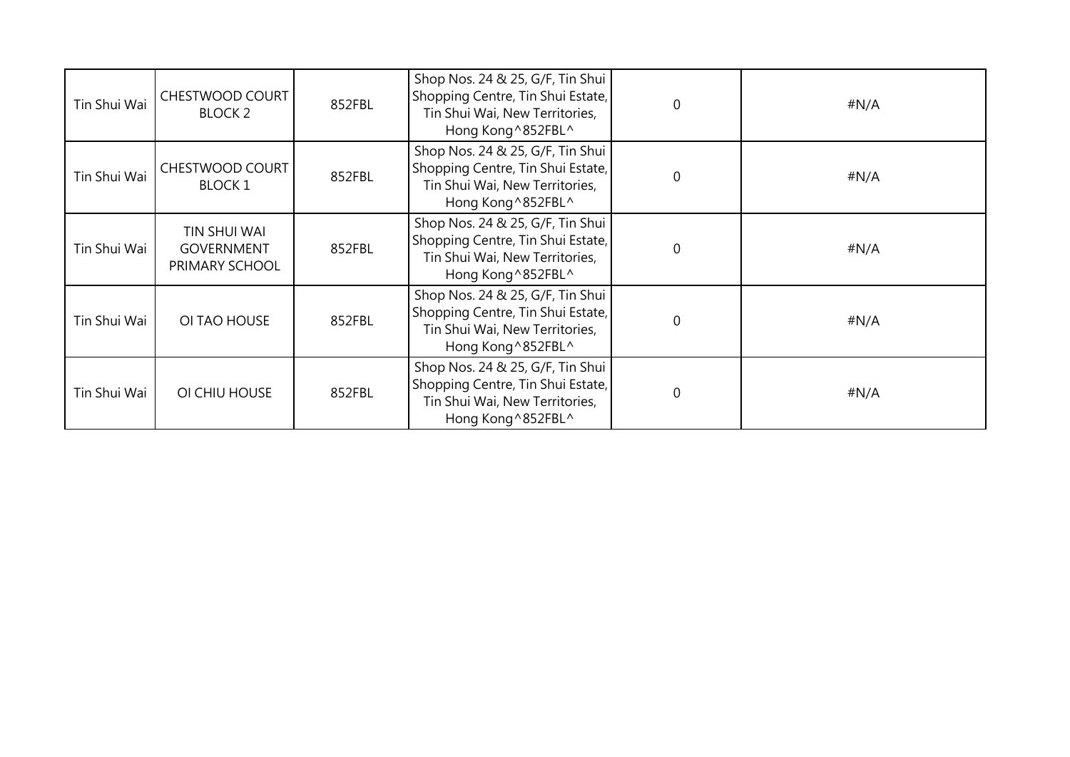| | | | | | |
|---|---|---|---|---|---|
| Tin Shui Wai | CHESTWOOD COURT BLOCK 2 | 852FBL | Shop Nos. 24 & 25, G/F, Tin Shui Shopping Centre, Tin Shui Estate, Tin Shui Wai, New Territories, Hong Kong^852FBL^ | 0 | #N/A |
| Tin Shui Wai | CHESTWOOD COURT BLOCK 1 | 852FBL | Shop Nos. 24 & 25, G/F, Tin Shui Shopping Centre, Tin Shui Estate, Tin Shui Wai, New Territories, Hong Kong^852FBL^ | 0 | #N/A |
| Tin Shui Wai | TIN SHUI WAI GOVERNMENT PRIMARY SCHOOL | 852FBL | Shop Nos. 24 & 25, G/F, Tin Shui Shopping Centre, Tin Shui Estate, Tin Shui Wai, New Territories, Hong Kong^852FBL^ | 0 | #N/A |
| Tin Shui Wai | OI TAO HOUSE | 852FBL | Shop Nos. 24 & 25, G/F, Tin Shui Shopping Centre, Tin Shui Estate, Tin Shui Wai, New Territories, Hong Kong^852FBL^ | 0 | #N/A |
| Tin Shui Wai | OI CHIU HOUSE | 852FBL | Shop Nos. 24 & 25, G/F, Tin Shui Shopping Centre, Tin Shui Estate, Tin Shui Wai, New Territories, Hong Kong^852FBL^ | 0 | #N/A |